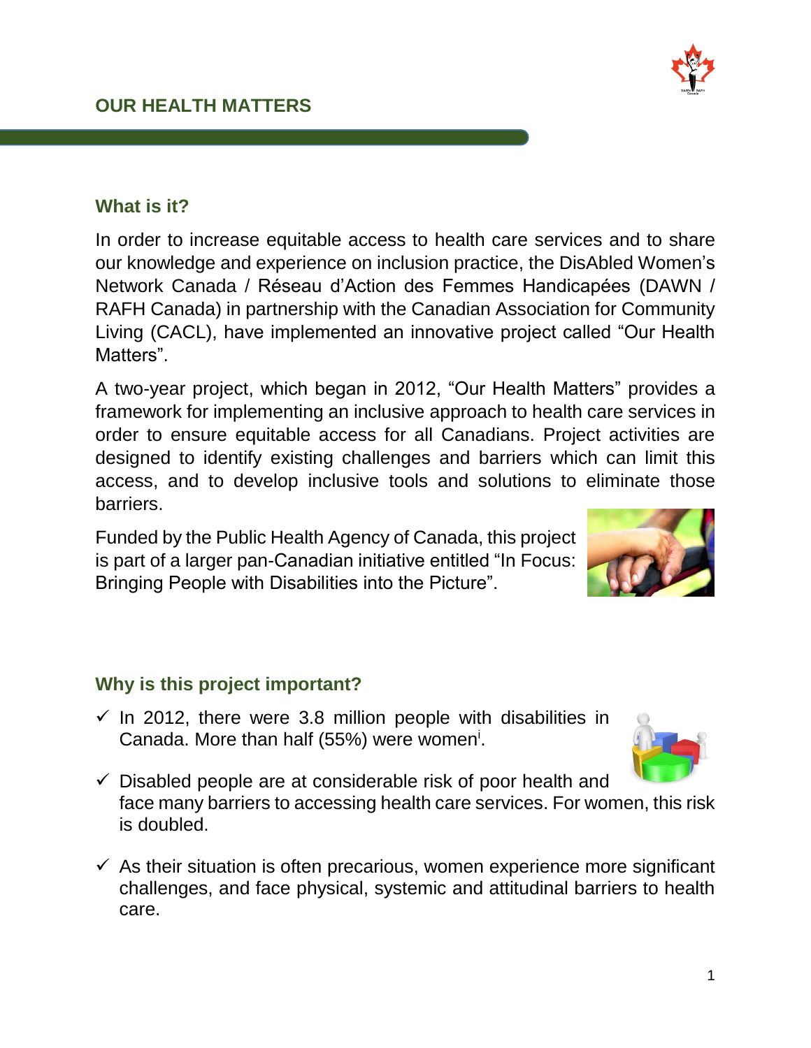# OUR HEALTH MATTERS

## What is it?

In order to increase equitable access to health care services and to share our knowledge and experience on inclusion practice, the DisAbled Women's Network Canada / Réseau d'Action des Femmes Handicapées (DAWN / RAFH Canada) in partnership with the Canadian Association for Community Living (CACL), have implemented an innovative project called "Our Health Matters".

A two-year project, which began in 2012, "Our Health Matters" provides a framework for implementing an inclusive approach to health care services in order to ensure equitable access for all Canadians. Project activities are designed to identify existing challenges and barriers which can limit this access, and to develop inclusive tools and solutions to eliminate those barriers.

Funded by the Public Health Agency of Canada, this project is part of a larger pan-Canadian initiative entitled "In Focus: Bringing People with Disabilities into the Picture".

## Why is this project important?

- ✓ In 2012, there were 3.8 million people with disabilities in Canada. More than half (55%) were women[i].
- ✓ Disabled people are at considerable risk of poor health and face many barriers to accessing health care services. For women, this risk is doubled.
- ✓ As their situation is often precarious, women experience more significant challenges, and face physical, systemic and attitudinal barriers to health care.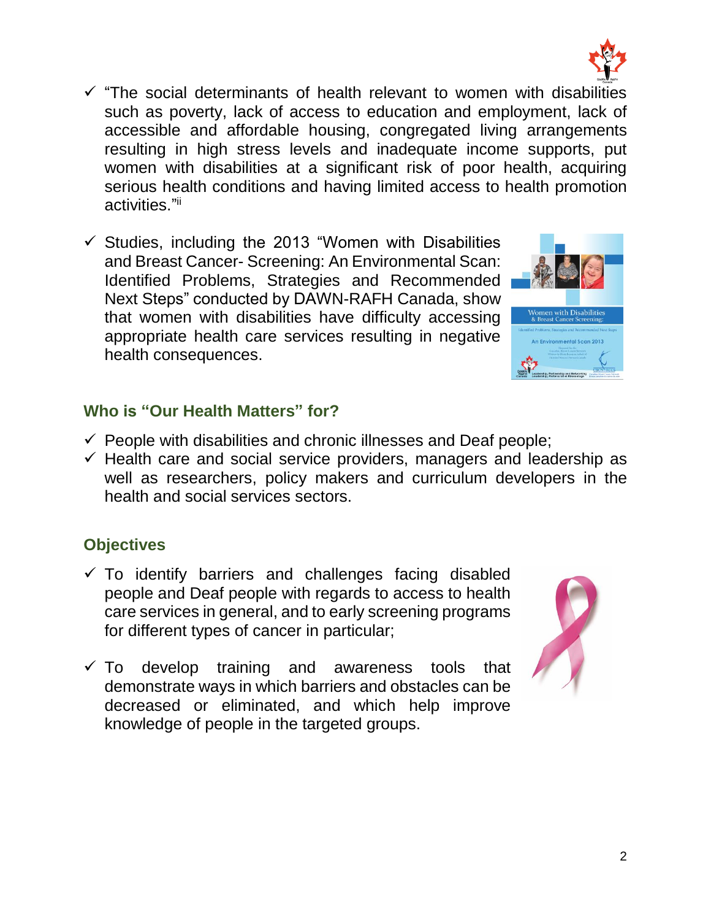- ✓ "The social determinants of health relevant to women with disabilities such as poverty, lack of access to education and employment, lack of accessible and affordable housing, congregated living arrangements resulting in high stress levels and inadequate income supports, put women with disabilities at a significant risk of poor health, acquiring serious health conditions and having limited access to health promotion activities."[ii]

- ✓ Studies, including the 2013 "Women with Disabilities and Breast Cancer- Screening: An Environmental Scan: Identified Problems, Strategies and Recommended Next Steps" conducted by DAWN-RAFH Canada, show that women with disabilities have difficulty accessing appropriate health care services resulting in negative health consequences.

## Who is "Our Health Matters" for?

- ✓ People with disabilities and chronic illnesses and Deaf people;
- ✓ Health care and social service providers, managers and leadership as well as researchers, policy makers and curriculum developers in the health and social services sectors.

## Objectives

- ✓ To identify barriers and challenges facing disabled people and Deaf people with regards to access to health care services in general, and to early screening programs for different types of cancer in particular;

- ✓ To develop training and awareness tools that demonstrate ways in which barriers and obstacles can be decreased or eliminated, and which help improve knowledge of people in the targeted groups.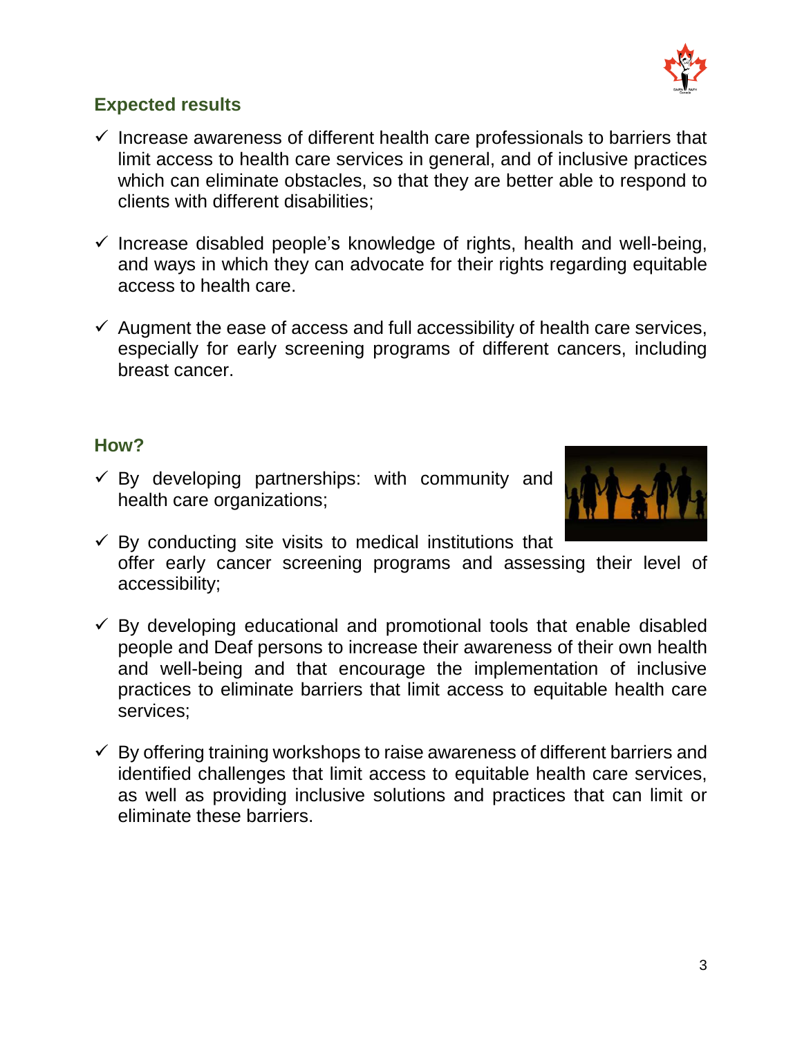## Expected results

- ✓ Increase awareness of different health care professionals to barriers that limit access to health care services in general, and of inclusive practices which can eliminate obstacles, so that they are better able to respond to clients with different disabilities;

- ✓ Increase disabled people's knowledge of rights, health and well-being, and ways in which they can advocate for their rights regarding equitable access to health care.

- ✓ Augment the ease of access and full accessibility of health care services, especially for early screening programs of different cancers, including breast cancer.

## How?

- ✓ By developing partnerships: with community and health care organizations;

- ✓ By conducting site visits to medical institutions that offer early cancer screening programs and assessing their level of accessibility;

- ✓ By developing educational and promotional tools that enable disabled people and Deaf persons to increase their awareness of their own health and well-being and that encourage the implementation of inclusive practices to eliminate barriers that limit access to equitable health care services;

- ✓ By offering training workshops to raise awareness of different barriers and identified challenges that limit access to equitable health care services, as well as providing inclusive solutions and practices that can limit or eliminate these barriers.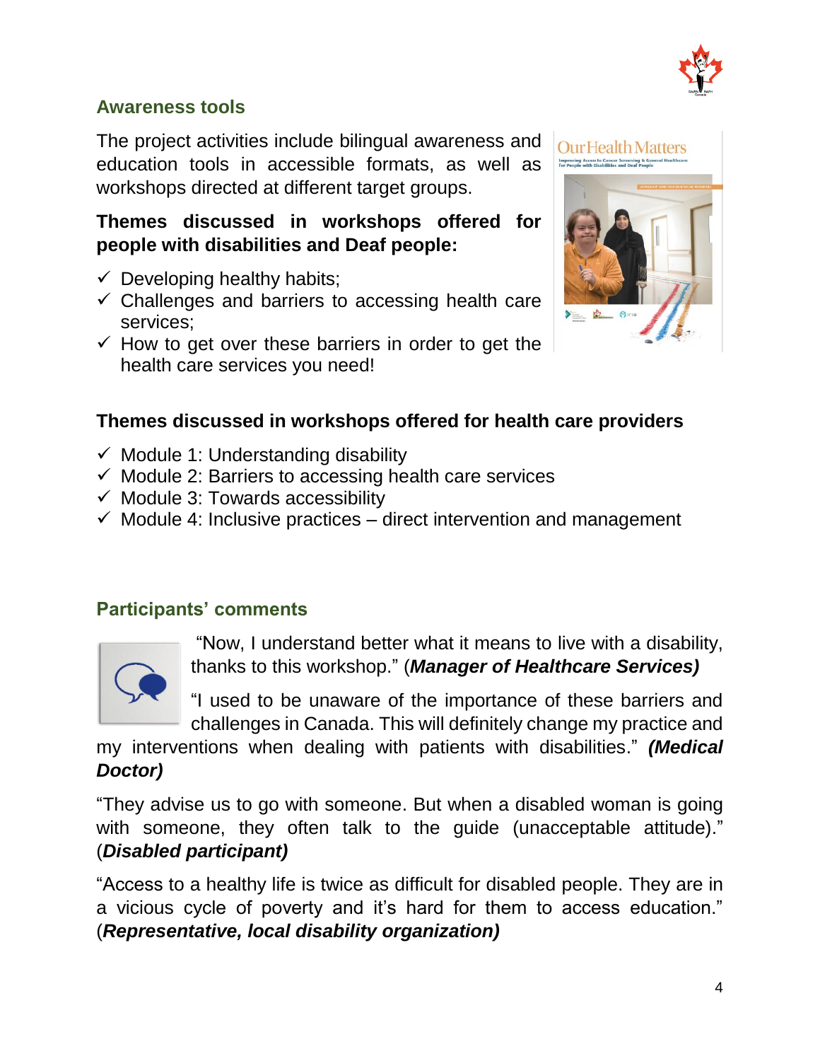## Awareness tools

The project activities include bilingual awareness and education tools in accessible formats, as well as workshops directed at different target groups.

**Themes discussed in workshops offered for people with disabilities and Deaf people:**

- ✓ Developing healthy habits;
- ✓ Challenges and barriers to accessing health care services;
- ✓ How to get over these barriers in order to get the health care services you need!

**Themes discussed in workshops offered for health care providers**

- ✓ Module 1: Understanding disability
- ✓ Module 2: Barriers to accessing health care services
- ✓ Module 3: Towards accessibility
- ✓ Module 4: Inclusive practices – direct intervention and management

## Participants' comments

"Now, I understand better what it means to live with a disability, thanks to this workshop." (***Manager of Healthcare Services)***

"I used to be unaware of the importance of these barriers and challenges in Canada. This will definitely change my practice and my interventions when dealing with patients with disabilities." ***(Medical Doctor)***

"They advise us to go with someone. But when a disabled woman is going with someone, they often talk to the guide (unacceptable attitude)." (***Disabled participant)***

"Access to a healthy life is twice as difficult for disabled people. They are in a vicious cycle of poverty and it's hard for them to access education." (***Representative, local disability organization)***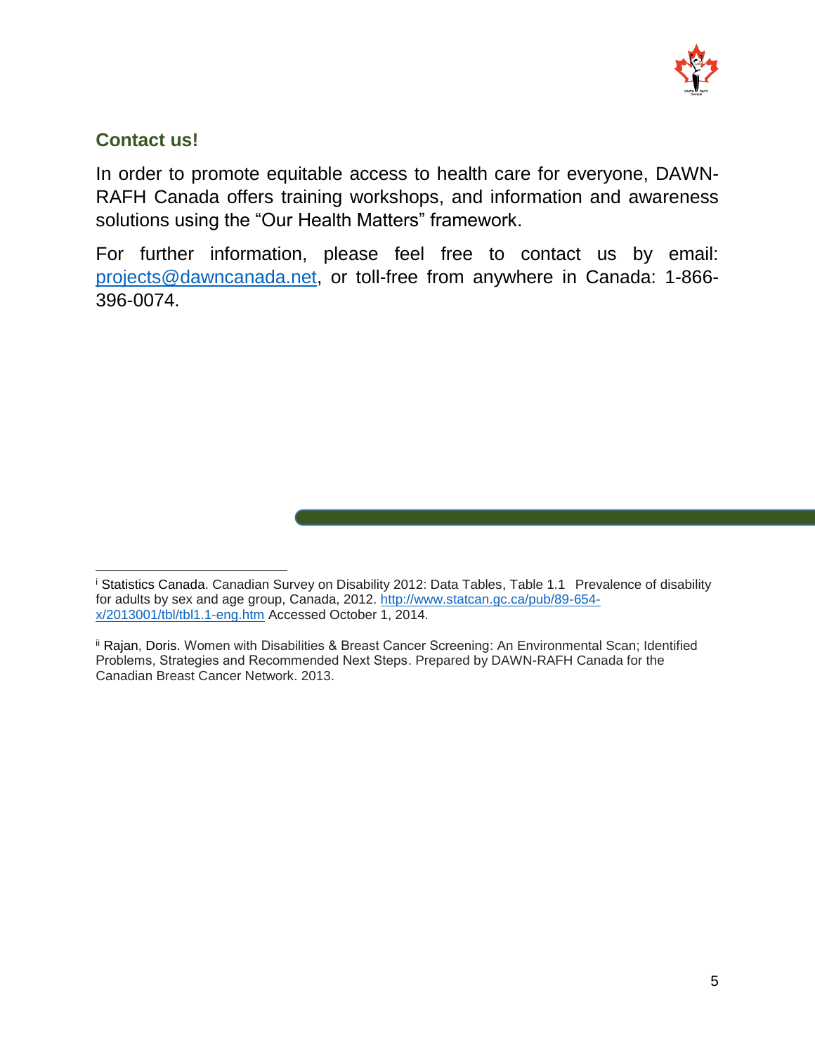## Contact us!

In order to promote equitable access to health care for everyone, DAWN-RAFH Canada offers training workshops, and information and awareness solutions using the "Our Health Matters" framework.

For further information, please feel free to contact us by email: projects@dawncanada.net, or toll-free from anywhere in Canada: 1-866-396-0074.

---

[i] Statistics Canada. Canadian Survey on Disability 2012: Data Tables, Table 1.1 Prevalence of disability for adults by sex and age group, Canada, 2012. http://www.statcan.gc.ca/pub/89-654-x/2013001/tbl/tbl1.1-eng.htm Accessed October 1, 2014.

[ii] Rajan, Doris. Women with Disabilities & Breast Cancer Screening: An Environmental Scan; Identified Problems, Strategies and Recommended Next Steps. Prepared by DAWN-RAFH Canada for the Canadian Breast Cancer Network. 2013.